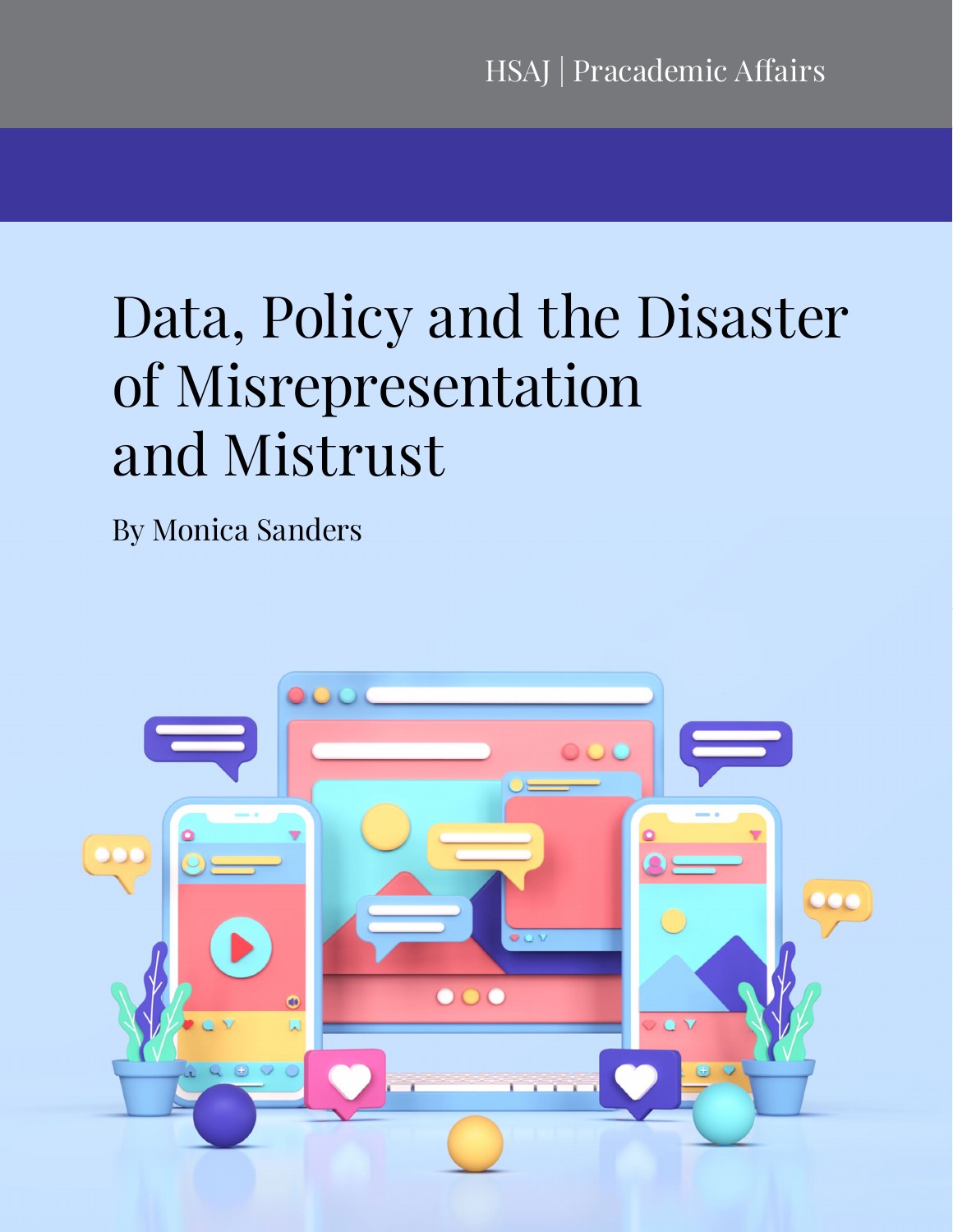HSAJ | Pracademic Affairs

# Data, Policy and the Disaster of Misrepresentation and Mistrust

By Monica Sanders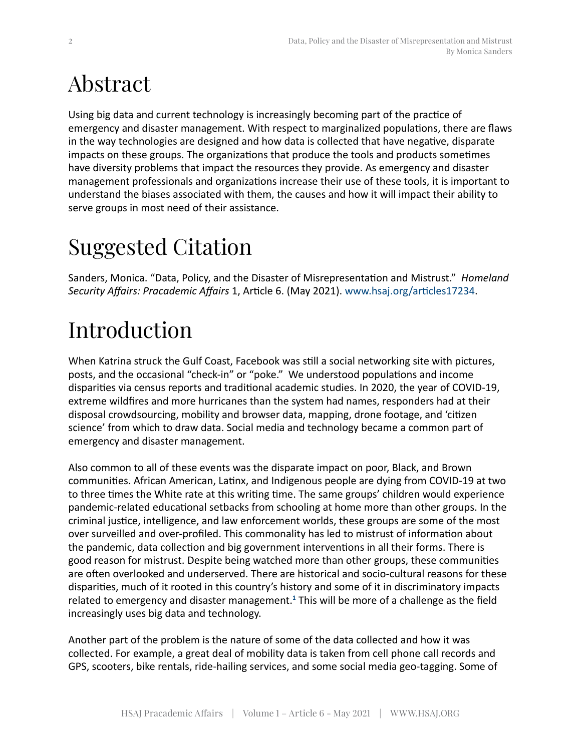# Abstract

Using big data and current technology is increasingly becoming part of the practice of emergency and disaster management. With respect to marginalized populations, there are flaws in the way technologies are designed and how data is collected that have negative, disparate impacts on these groups. The organizations that produce the tools and products sometimes have diversity problems that impact the resources they provide. As emergency and disaster management professionals and organizations increase their use of these tools, it is important to understand the biases associated with them, the causes and how it will impact their ability to serve groups in most need of their assistance.

# Suggested Citation

Sanders, Monica. "Data, Policy, and the Disaster of Misrepresentation and Mistrust." *Homeland Security Affairs: Pracademic Affairs* 1, Article 6. (May 2021). www.hsaj.org/articles17234.

# Introduction

When Katrina struck the Gulf Coast, Facebook was still a social networking site with pictures, posts, and the occasional "check-in" or "poke." We understood populations and income disparities via census reports and traditional academic studies. In 2020, the year of COVID-19, extreme wildfires and more hurricanes than the system had names, responders had at their disposal crowdsourcing, mobility and browser data, mapping, drone footage, and 'citizen science' from which to draw data. Social media and technology became a common part of emergency and disaster management.

Also common to all of these events was the disparate impact on poor, Black, and Brown communities. African American, Latinx, and Indigenous people are dying from COVID-19 at two to three times the White rate at this writing time. The same groups' children would experience pandemic-related educational setbacks from schooling at home more than other groups. In the criminal justice, intelligence, and law enforcement worlds, these groups are some of the most over surveilled and over-profiled. This commonality has led to mistrust of information about the pandemic, data collection and big government interventions in all their forms. There is good reason for mistrust. Despite being watched more than other groups, these communities are often overlooked and underserved. There are historical and socio-cultural reasons for these disparities, much of it rooted in this country's history and some of it in discriminatory impacts related to emergency and disaster management.[1] This will be more of a challenge as the field increasingly uses big data and technology.

Another part of the problem is the nature of some of the data collected and how it was collected. For example, a great deal of mobility data is taken from cell phone call records and GPS, scooters, bike rentals, ride-hailing services, and some social media geo-tagging. Some of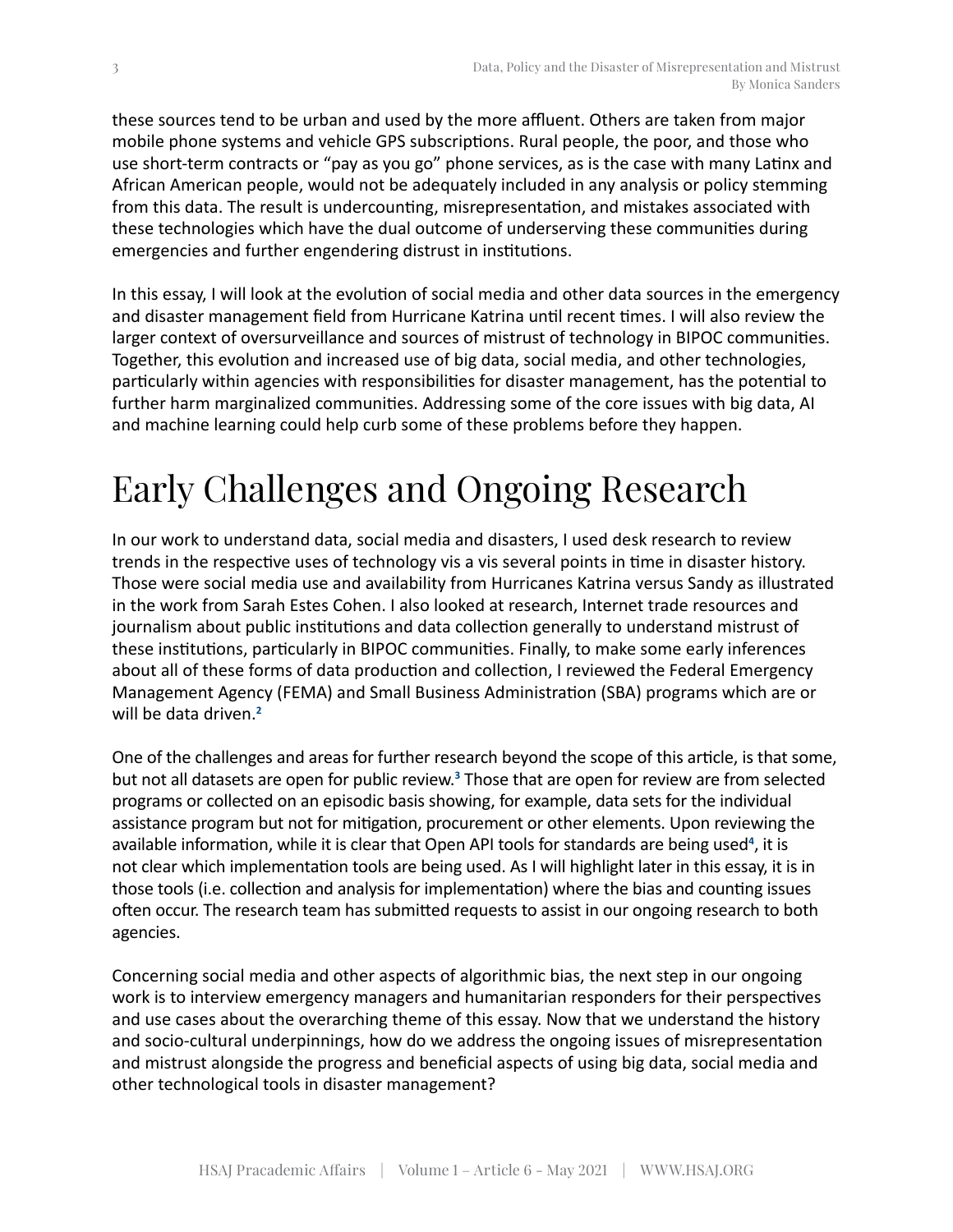these sources tend to be urban and used by the more affluent. Others are taken from major mobile phone systems and vehicle GPS subscriptions. Rural people, the poor, and those who use short-term contracts or "pay as you go" phone services, as is the case with many Latinx and African American people, would not be adequately included in any analysis or policy stemming from this data. The result is undercounting, misrepresentation, and mistakes associated with these technologies which have the dual outcome of underserving these communities during emergencies and further engendering distrust in institutions.

In this essay, I will look at the evolution of social media and other data sources in the emergency and disaster management field from Hurricane Katrina until recent times. I will also review the larger context of oversurveillance and sources of mistrust of technology in BIPOC communities. Together, this evolution and increased use of big data, social media, and other technologies, particularly within agencies with responsibilities for disaster management, has the potential to further harm marginalized communities. Addressing some of the core issues with big data, AI and machine learning could help curb some of these problems before they happen.

# Early Challenges and Ongoing Research

In our work to understand data, social media and disasters, I used desk research to review trends in the respective uses of technology vis a vis several points in time in disaster history. Those were social media use and availability from Hurricanes Katrina versus Sandy as illustrated in the work from Sarah Estes Cohen. I also looked at research, Internet trade resources and journalism about public institutions and data collection generally to understand mistrust of these institutions, particularly in BIPOC communities. Finally, to make some early inferences about all of these forms of data production and collection, I reviewed the Federal Emergency Management Agency (FEMA) and Small Business Administration (SBA) programs which are or will be data driven.[2]

One of the challenges and areas for further research beyond the scope of this article, is that some, but not all datasets are open for public review.[3] Those that are open for review are from selected programs or collected on an episodic basis showing, for example, data sets for the individual assistance program but not for mitigation, procurement or other elements. Upon reviewing the available information, while it is clear that Open API tools for standards are being used[4], it is not clear which implementation tools are being used. As I will highlight later in this essay, it is in those tools (i.e. collection and analysis for implementation) where the bias and counting issues often occur. The research team has submitted requests to assist in our ongoing research to both agencies.

Concerning social media and other aspects of algorithmic bias, the next step in our ongoing work is to interview emergency managers and humanitarian responders for their perspectives and use cases about the overarching theme of this essay. Now that we understand the history and socio-cultural underpinnings, how do we address the ongoing issues of misrepresentation and mistrust alongside the progress and beneficial aspects of using big data, social media and other technological tools in disaster management?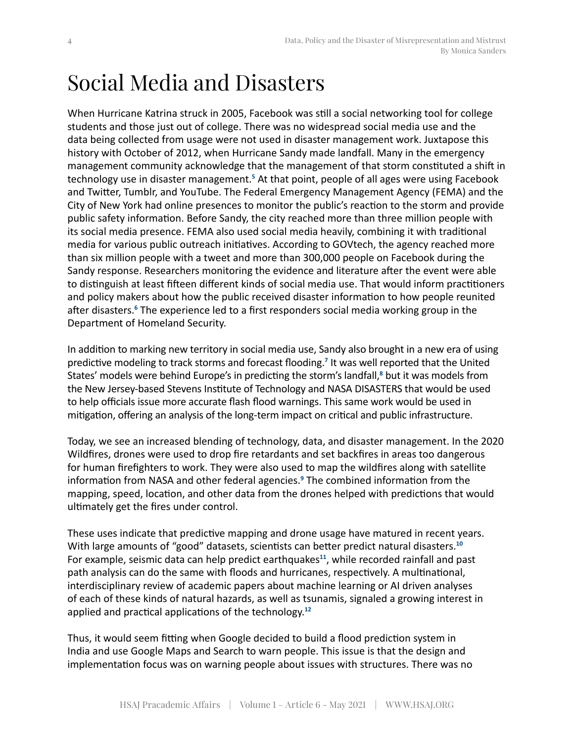# Social Media and Disasters

When Hurricane Katrina struck in 2005, Facebook was still a social networking tool for college students and those just out of college. There was no widespread social media use and the data being collected from usage were not used in disaster management work. Juxtapose this history with October of 2012, when Hurricane Sandy made landfall. Many in the emergency management community acknowledge that the management of that storm constituted a shift in technology use in disaster management.[5] At that point, people of all ages were using Facebook and Twitter, Tumblr, and YouTube. The Federal Emergency Management Agency (FEMA) and the City of New York had online presences to monitor the public's reaction to the storm and provide public safety information. Before Sandy, the city reached more than three million people with its social media presence. FEMA also used social media heavily, combining it with traditional media for various public outreach initiatives. According to GOVtech, the agency reached more than six million people with a tweet and more than 300,000 people on Facebook during the Sandy response. Researchers monitoring the evidence and literature after the event were able to distinguish at least fifteen different kinds of social media use. That would inform practitioners and policy makers about how the public received disaster information to how people reunited after disasters.[6] The experience led to a first responders social media working group in the Department of Homeland Security.

In addition to marking new territory in social media use, Sandy also brought in a new era of using predictive modeling to track storms and forecast flooding.[7] It was well reported that the United States' models were behind Europe's in predicting the storm's landfall,[8] but it was models from the New Jersey-based Stevens Institute of Technology and NASA DISASTERS that would be used to help officials issue more accurate flash flood warnings. This same work would be used in mitigation, offering an analysis of the long-term impact on critical and public infrastructure.

Today, we see an increased blending of technology, data, and disaster management. In the 2020 Wildfires, drones were used to drop fire retardants and set backfires in areas too dangerous for human firefighters to work. They were also used to map the wildfires along with satellite information from NASA and other federal agencies.[9] The combined information from the mapping, speed, location, and other data from the drones helped with predictions that would ultimately get the fires under control.

These uses indicate that predictive mapping and drone usage have matured in recent years. With large amounts of "good" datasets, scientists can better predict natural disasters.[10] For example, seismic data can help predict earthquakes[11], while recorded rainfall and past path analysis can do the same with floods and hurricanes, respectively. A multinational, interdisciplinary review of academic papers about machine learning or AI driven analyses of each of these kinds of natural hazards, as well as tsunamis, signaled a growing interest in applied and practical applications of the technology.[12]

Thus, it would seem fitting when Google decided to build a flood prediction system in India and use Google Maps and Search to warn people. This issue is that the design and implementation focus was on warning people about issues with structures. There was no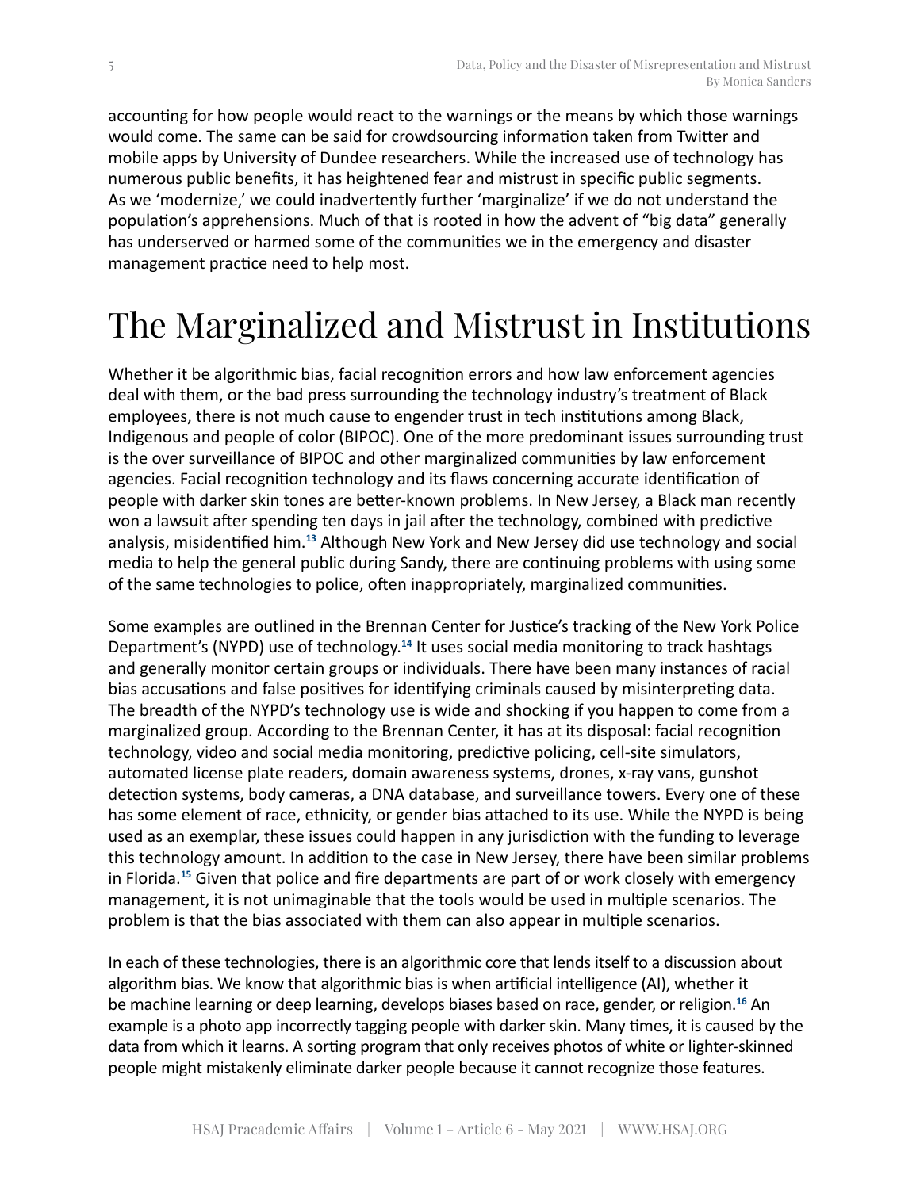accounting for how people would react to the warnings or the means by which those warnings would come. The same can be said for crowdsourcing information taken from Twitter and mobile apps by University of Dundee researchers. While the increased use of technology has numerous public benefits, it has heightened fear and mistrust in specific public segments. As we 'modernize,' we could inadvertently further 'marginalize' if we do not understand the population's apprehensions. Much of that is rooted in how the advent of "big data" generally has underserved or harmed some of the communities we in the emergency and disaster management practice need to help most.

# The Marginalized and Mistrust in Institutions

Whether it be algorithmic bias, facial recognition errors and how law enforcement agencies deal with them, or the bad press surrounding the technology industry's treatment of Black employees, there is not much cause to engender trust in tech institutions among Black, Indigenous and people of color (BIPOC). One of the more predominant issues surrounding trust is the over surveillance of BIPOC and other marginalized communities by law enforcement agencies. Facial recognition technology and its flaws concerning accurate identification of people with darker skin tones are better-known problems. In New Jersey, a Black man recently won a lawsuit after spending ten days in jail after the technology, combined with predictive analysis, misidentified him.[13] Although New York and New Jersey did use technology and social media to help the general public during Sandy, there are continuing problems with using some of the same technologies to police, often inappropriately, marginalized communities.

Some examples are outlined in the Brennan Center for Justice's tracking of the New York Police Department's (NYPD) use of technology.[14] It uses social media monitoring to track hashtags and generally monitor certain groups or individuals. There have been many instances of racial bias accusations and false positives for identifying criminals caused by misinterpreting data. The breadth of the NYPD's technology use is wide and shocking if you happen to come from a marginalized group. According to the Brennan Center, it has at its disposal: facial recognition technology, video and social media monitoring, predictive policing, cell-site simulators, automated license plate readers, domain awareness systems, drones, x-ray vans, gunshot detection systems, body cameras, a DNA database, and surveillance towers. Every one of these has some element of race, ethnicity, or gender bias attached to its use. While the NYPD is being used as an exemplar, these issues could happen in any jurisdiction with the funding to leverage this technology amount. In addition to the case in New Jersey, there have been similar problems in Florida.[15] Given that police and fire departments are part of or work closely with emergency management, it is not unimaginable that the tools would be used in multiple scenarios. The problem is that the bias associated with them can also appear in multiple scenarios.

In each of these technologies, there is an algorithmic core that lends itself to a discussion about algorithm bias. We know that algorithmic bias is when artificial intelligence (AI), whether it be machine learning or deep learning, develops biases based on race, gender, or religion.[16] An example is a photo app incorrectly tagging people with darker skin. Many times, it is caused by the data from which it learns. A sorting program that only receives photos of white or lighter-skinned people might mistakenly eliminate darker people because it cannot recognize those features.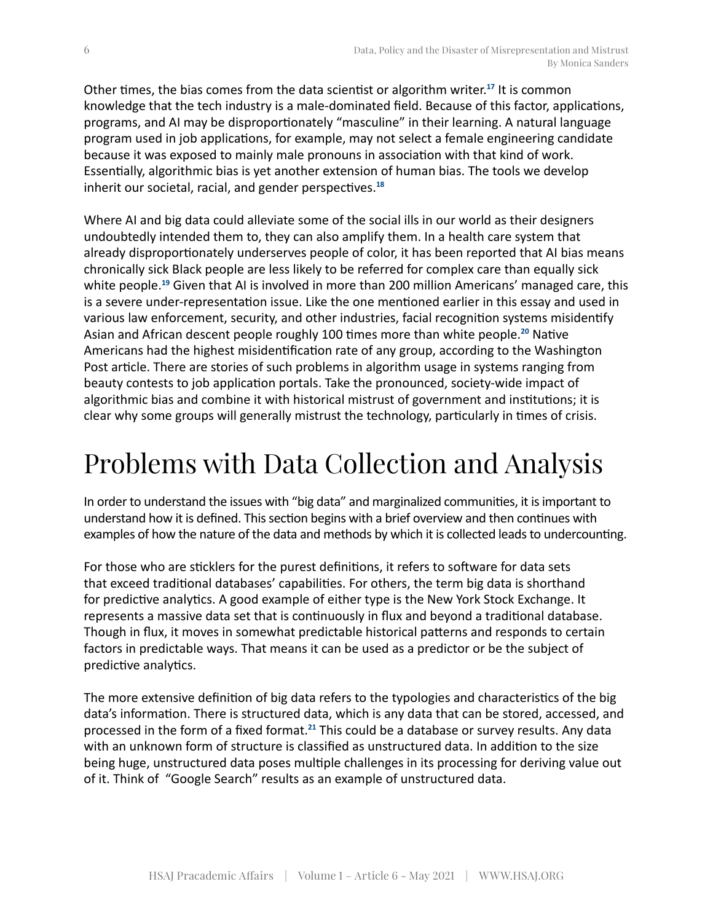Other times, the bias comes from the data scientist or algorithm writer.[17] It is common knowledge that the tech industry is a male-dominated field. Because of this factor, applications, programs, and AI may be disproportionately "masculine" in their learning. A natural language program used in job applications, for example, may not select a female engineering candidate because it was exposed to mainly male pronouns in association with that kind of work. Essentially, algorithmic bias is yet another extension of human bias. The tools we develop inherit our societal, racial, and gender perspectives.[18]

Where AI and big data could alleviate some of the social ills in our world as their designers undoubtedly intended them to, they can also amplify them. In a health care system that already disproportionately underserves people of color, it has been reported that AI bias means chronically sick Black people are less likely to be referred for complex care than equally sick white people.[19] Given that AI is involved in more than 200 million Americans' managed care, this is a severe under-representation issue. Like the one mentioned earlier in this essay and used in various law enforcement, security, and other industries, facial recognition systems misidentify Asian and African descent people roughly 100 times more than white people.[20] Native Americans had the highest misidentification rate of any group, according to the Washington Post article. There are stories of such problems in algorithm usage in systems ranging from beauty contests to job application portals. Take the pronounced, society-wide impact of algorithmic bias and combine it with historical mistrust of government and institutions; it is clear why some groups will generally mistrust the technology, particularly in times of crisis.

# Problems with Data Collection and Analysis

In order to understand the issues with "big data" and marginalized communities, it is important to understand how it is defined. This section begins with a brief overview and then continues with examples of how the nature of the data and methods by which it is collected leads to undercounting.

For those who are sticklers for the purest definitions, it refers to software for data sets that exceed traditional databases' capabilities. For others, the term big data is shorthand for predictive analytics. A good example of either type is the New York Stock Exchange. It represents a massive data set that is continuously in flux and beyond a traditional database. Though in flux, it moves in somewhat predictable historical patterns and responds to certain factors in predictable ways. That means it can be used as a predictor or be the subject of predictive analytics.

The more extensive definition of big data refers to the typologies and characteristics of the big data's information. There is structured data, which is any data that can be stored, accessed, and processed in the form of a fixed format.[21] This could be a database or survey results. Any data with an unknown form of structure is classified as unstructured data. In addition to the size being huge, unstructured data poses multiple challenges in its processing for deriving value out of it. Think of "Google Search" results as an example of unstructured data.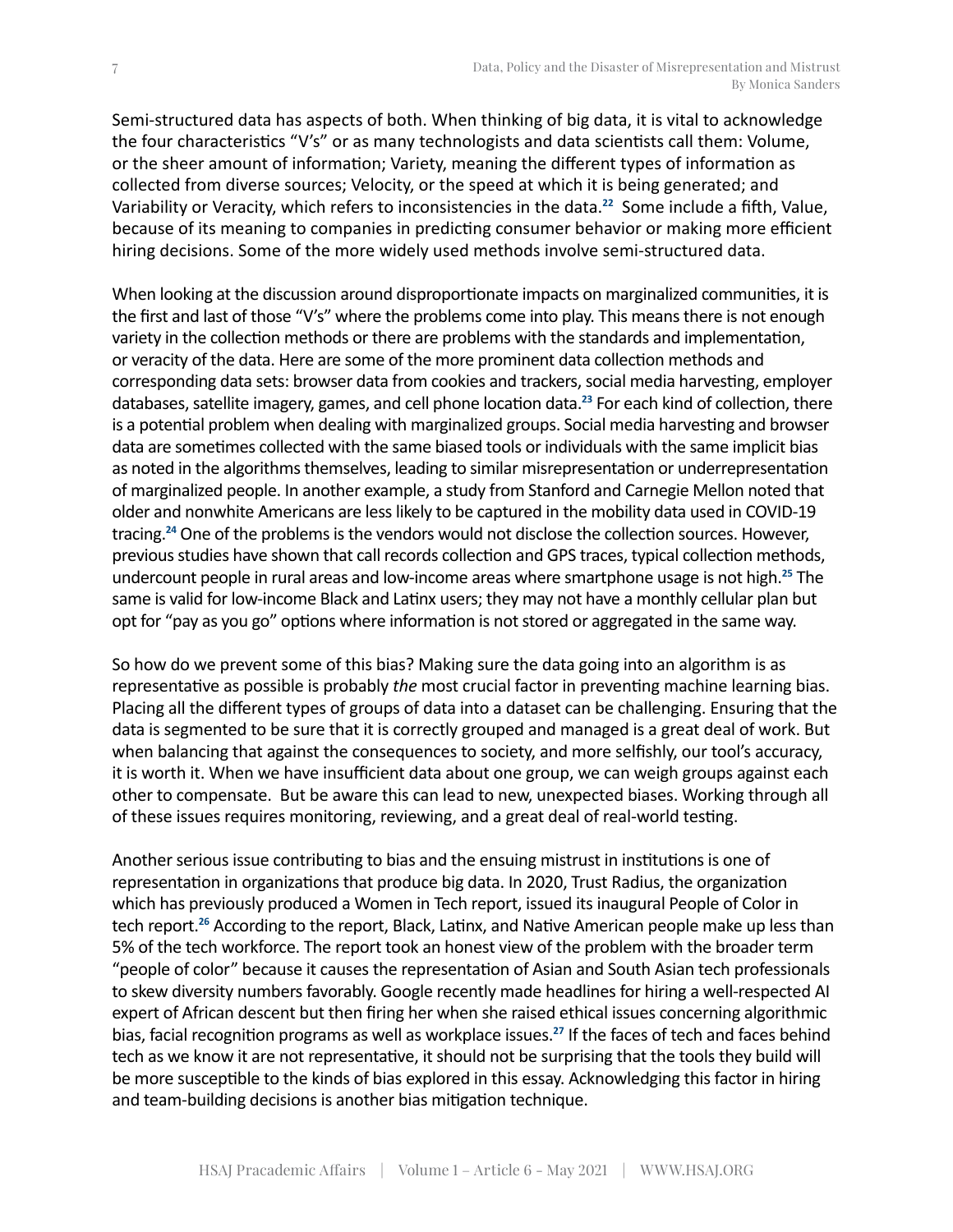Semi-structured data has aspects of both. When thinking of big data, it is vital to acknowledge the four characteristics "V's" or as many technologists and data scientists call them: Volume, or the sheer amount of information; Variety, meaning the different types of information as collected from diverse sources; Velocity, or the speed at which it is being generated; and Variability or Veracity, which refers to inconsistencies in the data.[22] Some include a fifth, Value, because of its meaning to companies in predicting consumer behavior or making more efficient hiring decisions. Some of the more widely used methods involve semi-structured data.

When looking at the discussion around disproportionate impacts on marginalized communities, it is the first and last of those "V's" where the problems come into play. This means there is not enough variety in the collection methods or there are problems with the standards and implementation, or veracity of the data. Here are some of the more prominent data collection methods and corresponding data sets: browser data from cookies and trackers, social media harvesting, employer databases, satellite imagery, games, and cell phone location data.[23] For each kind of collection, there is a potential problem when dealing with marginalized groups. Social media harvesting and browser data are sometimes collected with the same biased tools or individuals with the same implicit bias as noted in the algorithms themselves, leading to similar misrepresentation or underrepresentation of marginalized people. In another example, a study from Stanford and Carnegie Mellon noted that older and nonwhite Americans are less likely to be captured in the mobility data used in COVID-19 tracing.[24] One of the problems is the vendors would not disclose the collection sources. However, previous studies have shown that call records collection and GPS traces, typical collection methods, undercount people in rural areas and low-income areas where smartphone usage is not high.[25] The same is valid for low-income Black and Latinx users; they may not have a monthly cellular plan but opt for "pay as you go" options where information is not stored or aggregated in the same way.

So how do we prevent some of this bias? Making sure the data going into an algorithm is as representative as possible is probably *the* most crucial factor in preventing machine learning bias. Placing all the different types of groups of data into a dataset can be challenging. Ensuring that the data is segmented to be sure that it is correctly grouped and managed is a great deal of work. But when balancing that against the consequences to society, and more selfishly, our tool's accuracy, it is worth it. When we have insufficient data about one group, we can weigh groups against each other to compensate. But be aware this can lead to new, unexpected biases. Working through all of these issues requires monitoring, reviewing, and a great deal of real-world testing.

Another serious issue contributing to bias and the ensuing mistrust in institutions is one of representation in organizations that produce big data. In 2020, Trust Radius, the organization which has previously produced a Women in Tech report, issued its inaugural People of Color in tech report.[26] According to the report, Black, Latinx, and Native American people make up less than 5% of the tech workforce. The report took an honest view of the problem with the broader term "people of color" because it causes the representation of Asian and South Asian tech professionals to skew diversity numbers favorably. Google recently made headlines for hiring a well-respected AI expert of African descent but then firing her when she raised ethical issues concerning algorithmic bias, facial recognition programs as well as workplace issues.[27] If the faces of tech and faces behind tech as we know it are not representative, it should not be surprising that the tools they build will be more susceptible to the kinds of bias explored in this essay. Acknowledging this factor in hiring and team-building decisions is another bias mitigation technique.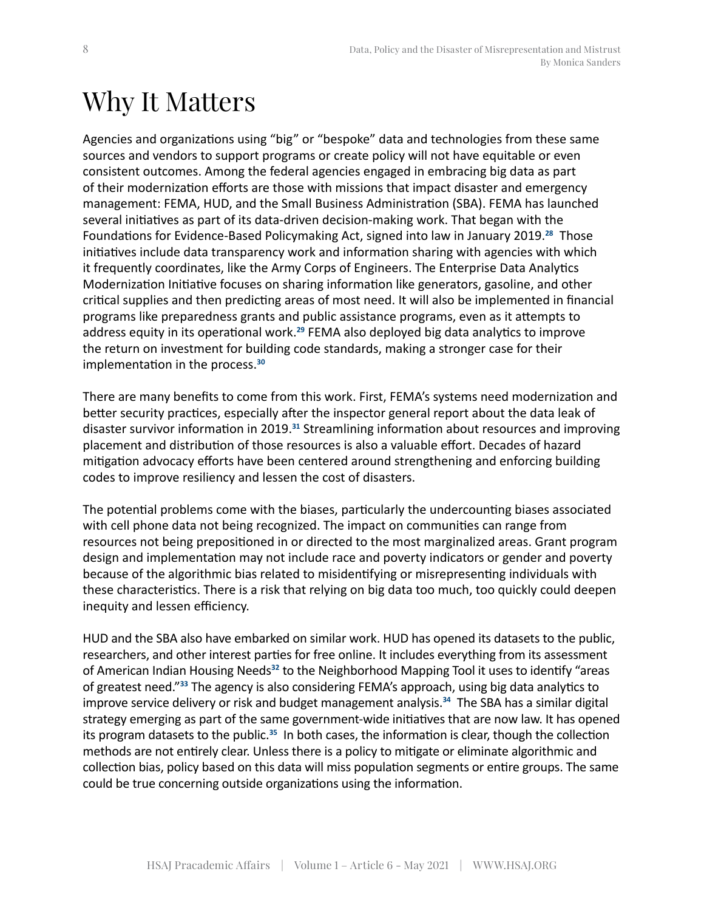# Why It Matters

Agencies and organizations using "big" or "bespoke" data and technologies from these same sources and vendors to support programs or create policy will not have equitable or even consistent outcomes. Among the federal agencies engaged in embracing big data as part of their modernization efforts are those with missions that impact disaster and emergency management: FEMA, HUD, and the Small Business Administration (SBA). FEMA has launched several initiatives as part of its data-driven decision-making work. That began with the Foundations for Evidence-Based Policymaking Act, signed into law in January 2019.[28] Those initiatives include data transparency work and information sharing with agencies with which it frequently coordinates, like the Army Corps of Engineers. The Enterprise Data Analytics Modernization Initiative focuses on sharing information like generators, gasoline, and other critical supplies and then predicting areas of most need. It will also be implemented in financial programs like preparedness grants and public assistance programs, even as it attempts to address equity in its operational work.[29] FEMA also deployed big data analytics to improve the return on investment for building code standards, making a stronger case for their implementation in the process.[30]

There are many benefits to come from this work. First, FEMA's systems need modernization and better security practices, especially after the inspector general report about the data leak of disaster survivor information in 2019.[31] Streamlining information about resources and improving placement and distribution of those resources is also a valuable effort. Decades of hazard mitigation advocacy efforts have been centered around strengthening and enforcing building codes to improve resiliency and lessen the cost of disasters.

The potential problems come with the biases, particularly the undercounting biases associated with cell phone data not being recognized. The impact on communities can range from resources not being prepositioned in or directed to the most marginalized areas. Grant program design and implementation may not include race and poverty indicators or gender and poverty because of the algorithmic bias related to misidentifying or misrepresenting individuals with these characteristics. There is a risk that relying on big data too much, too quickly could deepen inequity and lessen efficiency.

HUD and the SBA also have embarked on similar work. HUD has opened its datasets to the public, researchers, and other interest parties for free online. It includes everything from its assessment of American Indian Housing Needs[32] to the Neighborhood Mapping Tool it uses to identify "areas of greatest need."[33] The agency is also considering FEMA's approach, using big data analytics to improve service delivery or risk and budget management analysis.[34] The SBA has a similar digital strategy emerging as part of the same government-wide initiatives that are now law. It has opened its program datasets to the public.[35] In both cases, the information is clear, though the collection methods are not entirely clear. Unless there is a policy to mitigate or eliminate algorithmic and collection bias, policy based on this data will miss population segments or entire groups. The same could be true concerning outside organizations using the information.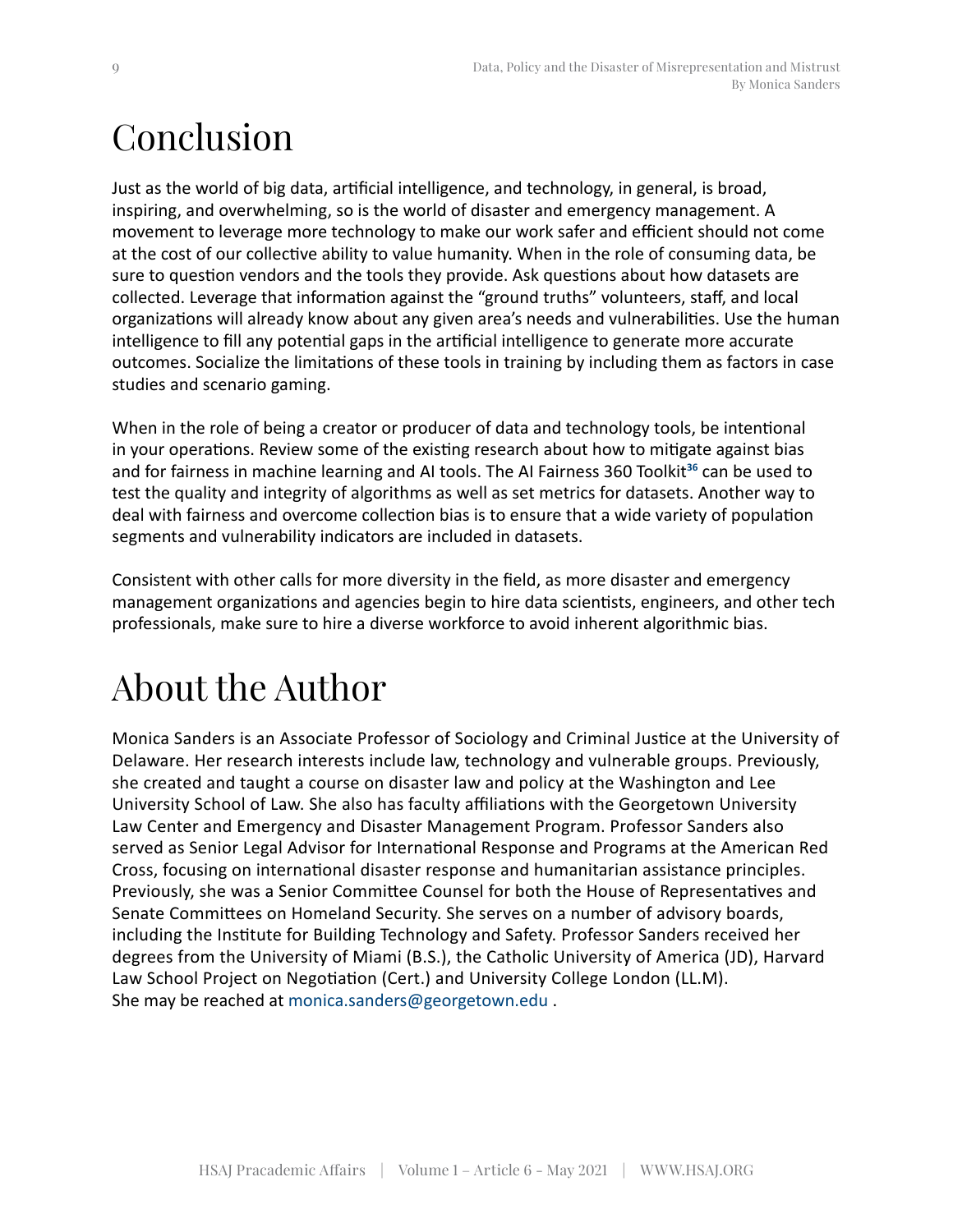# Conclusion

Just as the world of big data, artificial intelligence, and technology, in general, is broad, inspiring, and overwhelming, so is the world of disaster and emergency management. A movement to leverage more technology to make our work safer and efficient should not come at the cost of our collective ability to value humanity. When in the role of consuming data, be sure to question vendors and the tools they provide. Ask questions about how datasets are collected. Leverage that information against the "ground truths" volunteers, staff, and local organizations will already know about any given area's needs and vulnerabilities. Use the human intelligence to fill any potential gaps in the artificial intelligence to generate more accurate outcomes. Socialize the limitations of these tools in training by including them as factors in case studies and scenario gaming.

When in the role of being a creator or producer of data and technology tools, be intentional in your operations. Review some of the existing research about how to mitigate against bias and for fairness in machine learning and AI tools. The AI Fairness 360 Toolkit[36] can be used to test the quality and integrity of algorithms as well as set metrics for datasets. Another way to deal with fairness and overcome collection bias is to ensure that a wide variety of population segments and vulnerability indicators are included in datasets.

Consistent with other calls for more diversity in the field, as more disaster and emergency management organizations and agencies begin to hire data scientists, engineers, and other tech professionals, make sure to hire a diverse workforce to avoid inherent algorithmic bias.

# About the Author

Monica Sanders is an Associate Professor of Sociology and Criminal Justice at the University of Delaware. Her research interests include law, technology and vulnerable groups. Previously, she created and taught a course on disaster law and policy at the Washington and Lee University School of Law. She also has faculty affiliations with the Georgetown University Law Center and Emergency and Disaster Management Program. Professor Sanders also served as Senior Legal Advisor for International Response and Programs at the American Red Cross, focusing on international disaster response and humanitarian assistance principles. Previously, she was a Senior Committee Counsel for both the House of Representatives and Senate Committees on Homeland Security. She serves on a number of advisory boards, including the Institute for Building Technology and Safety. Professor Sanders received her degrees from the University of Miami (B.S.), the Catholic University of America (JD), Harvard Law School Project on Negotiation (Cert.) and University College London (LL.M). She may be reached at monica.sanders@georgetown.edu .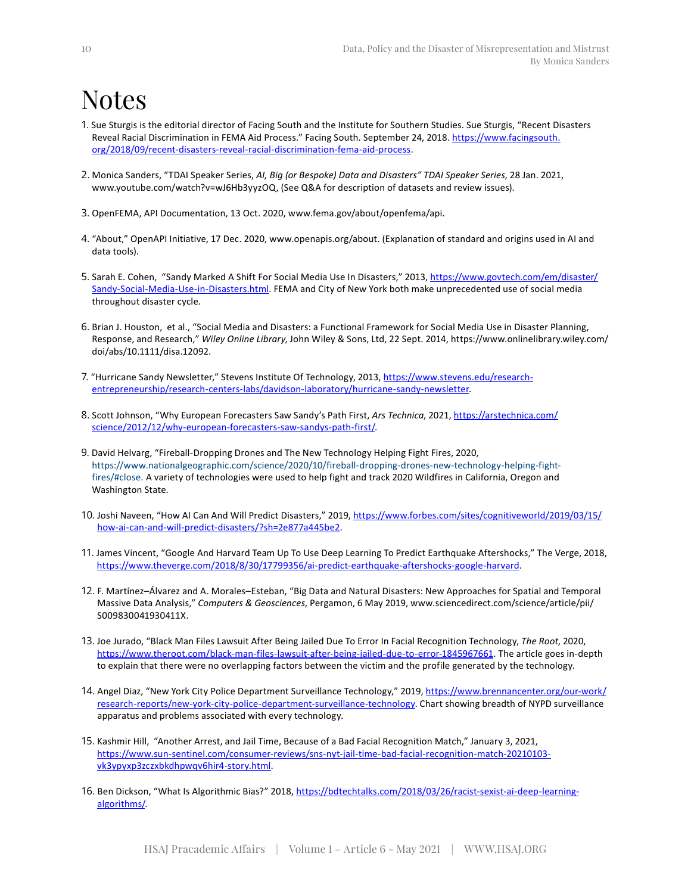# Notes

1. Sue Sturgis is the editorial director of Facing South and the Institute for Southern Studies. Sue Sturgis, "Recent Disasters Reveal Racial Discrimination in FEMA Aid Process." Facing South. September 24, 2018. https://www.facingsouth.org/2018/09/recent-disasters-reveal-racial-discrimination-fema-aid-process.

2. Monica Sanders, "TDAI Speaker Series, *AI, Big (or Bespoke) Data and Disasters" TDAI Speaker Series*, 28 Jan. 2021, www.youtube.com/watch?v=wJ6Hb3yyzOQ, (See Q&A for description of datasets and review issues).

3. OpenFEMA, API Documentation, 13 Oct. 2020, www.fema.gov/about/openfema/api.

4. "About," OpenAPI Initiative, 17 Dec. 2020, www.openapis.org/about. (Explanation of standard and origins used in AI and data tools).

5. Sarah E. Cohen, "Sandy Marked A Shift For Social Media Use In Disasters," 2013, https://www.govtech.com/em/disaster/Sandy-Social-Media-Use-in-Disasters.html. FEMA and City of New York both make unprecedented use of social media throughout disaster cycle.

6. Brian J. Houston, et al., "Social Media and Disasters: a Functional Framework for Social Media Use in Disaster Planning, Response, and Research," *Wiley Online Library*, John Wiley & Sons, Ltd, 22 Sept. 2014, https://www.onlinelibrary.wiley.com/doi/abs/10.1111/disa.12092.

7. "Hurricane Sandy Newsletter," Stevens Institute Of Technology, 2013, https://www.stevens.edu/research-entrepreneurship/research-centers-labs/davidson-laboratory/hurricane-sandy-newsletter.

8. Scott Johnson, "Why European Forecasters Saw Sandy's Path First, *Ars Technica*, 2021, https://arstechnica.com/science/2012/12/why-european-forecasters-saw-sandys-path-first/.

9. David Helvarg, "Fireball-Dropping Drones and The New Technology Helping Fight Fires, 2020, https://www.nationalgeographic.com/science/2020/10/fireball-dropping-drones-new-technology-helping-fight-fires/#close. A variety of technologies were used to help fight and track 2020 Wildfires in California, Oregon and Washington State.

10. Joshi Naveen, "How AI Can And Will Predict Disasters," 2019, https://www.forbes.com/sites/cognitiveworld/2019/03/15/how-ai-can-and-will-predict-disasters/?sh=2e877a445be2.

11. James Vincent, "Google And Harvard Team Up To Use Deep Learning To Predict Earthquake Aftershocks," The Verge, 2018, https://www.theverge.com/2018/8/30/17799356/ai-predict-earthquake-aftershocks-google-harvard.

12. F. Martínez–Álvarez and A. Morales–Esteban, "Big Data and Natural Disasters: New Approaches for Spatial and Temporal Massive Data Analysis," *Computers & Geosciences*, Pergamon, 6 May 2019, www.sciencedirect.com/science/article/pii/S009830041930411X.

13. Joe Jurado, "Black Man Files Lawsuit After Being Jailed Due To Error In Facial Recognition Technology, *The Root*, 2020, https://www.theroot.com/black-man-files-lawsuit-after-being-jailed-due-to-error-1845967661. The article goes in-depth to explain that there were no overlapping factors between the victim and the profile generated by the technology.

14. Angel Diaz, "New York City Police Department Surveillance Technology," 2019, https://www.brennancenter.org/our-work/research-reports/new-york-city-police-department-surveillance-technology. Chart showing breadth of NYPD surveillance apparatus and problems associated with every technology.

15. Kashmir Hill, "Another Arrest, and Jail Time, Because of a Bad Facial Recognition Match," January 3, 2021, https://www.sun-sentinel.com/consumer-reviews/sns-nyt-jail-time-bad-facial-recognition-match-20210103-vk3ypyxp3zczxbkdhpwqv6hir4-story.html.

16. Ben Dickson, "What Is Algorithmic Bias?" 2018, https://bdtechtalks.com/2018/03/26/racist-sexist-ai-deep-learning-algorithms/.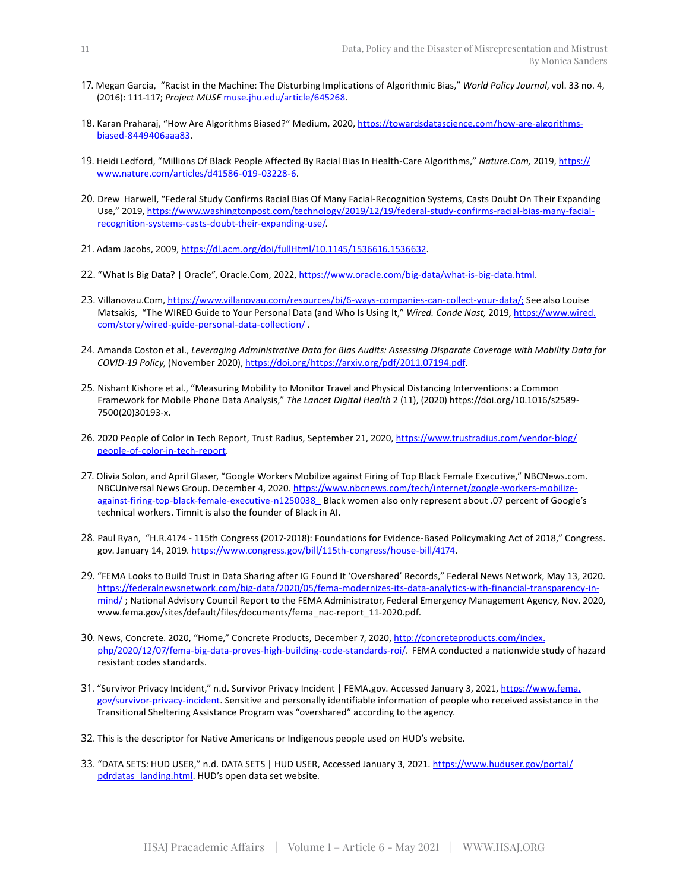17. Megan Garcia, "Racist in the Machine: The Disturbing Implications of Algorithmic Bias," *World Policy Journal*, vol. 33 no. 4, (2016): 111-117; *Project MUSE* muse.jhu.edu/article/645268.

18. Karan Praharaj, "How Are Algorithms Biased?" Medium, 2020, https://towardsdatascience.com/how-are-algorithms-biased-8449406aaa83.

19. Heidi Ledford, "Millions Of Black People Affected By Racial Bias In Health-Care Algorithms," *Nature.Com,* 2019, https://www.nature.com/articles/d41586-019-03228-6.

20. Drew Harwell, "Federal Study Confirms Racial Bias Of Many Facial-Recognition Systems, Casts Doubt On Their Expanding Use," 2019, https://www.washingtonpost.com/technology/2019/12/19/federal-study-confirms-racial-bias-many-facial-recognition-systems-casts-doubt-their-expanding-use/.

21. Adam Jacobs, 2009, https://dl.acm.org/doi/fullHtml/10.1145/1536616.1536632.

22. "What Is Big Data? | Oracle", Oracle.Com, 2022, https://www.oracle.com/big-data/what-is-big-data.html.

23. Villanovau.Com, https://www.villanovau.com/resources/bi/6-ways-companies-can-collect-your-data/; See also Louise Matsakis, "The WIRED Guide to Your Personal Data (and Who Is Using It," *Wired. Conde Nast,* 2019, https://www.wired.com/story/wired-guide-personal-data-collection/ .

24. Amanda Coston et al., *Leveraging Administrative Data for Bias Audits: Assessing Disparate Coverage with Mobility Data for COVID-19 Policy*, (November 2020), https://doi.org/https://arxiv.org/pdf/2011.07194.pdf.

25. Nishant Kishore et al., "Measuring Mobility to Monitor Travel and Physical Distancing Interventions: a Common Framework for Mobile Phone Data Analysis," *The Lancet Digital Health* 2 (11), (2020) https://doi.org/10.1016/s2589-7500(20)30193-x.

26. 2020 People of Color in Tech Report, Trust Radius, September 21, 2020, https://www.trustradius.com/vendor-blog/people-of-color-in-tech-report.

27. Olivia Solon, and April Glaser, "Google Workers Mobilize against Firing of Top Black Female Executive," NBCNews.com. NBCUniversal News Group. December 4, 2020. https://www.nbcnews.com/tech/internet/google-workers-mobilize-against-firing-top-black-female-executive-n1250038_ Black women also only represent about .07 percent of Google's technical workers. Timnit is also the founder of Black in AI.

28. Paul Ryan, "H.R.4174 - 115th Congress (2017-2018): Foundations for Evidence-Based Policymaking Act of 2018," Congress.gov. January 14, 2019. https://www.congress.gov/bill/115th-congress/house-bill/4174.

29. "FEMA Looks to Build Trust in Data Sharing after IG Found It 'Overshared' Records," Federal News Network, May 13, 2020. https://federalnewsnetwork.com/big-data/2020/05/fema-modernizes-its-data-analytics-with-financial-transparency-in-mind/ ; National Advisory Council Report to the FEMA Administrator, Federal Emergency Management Agency, Nov. 2020, www.fema.gov/sites/default/files/documents/fema_nac-report_11-2020.pdf.

30. News, Concrete. 2020, "Home," Concrete Products, December 7, 2020, http://concreteproducts.com/index.php/2020/12/07/fema-big-data-proves-high-building-code-standards-roi/. FEMA conducted a nationwide study of hazard resistant codes standards.

31. "Survivor Privacy Incident," n.d. Survivor Privacy Incident | FEMA.gov. Accessed January 3, 2021, https://www.fema.gov/survivor-privacy-incident. Sensitive and personally identifiable information of people who received assistance in the Transitional Sheltering Assistance Program was "overshared" according to the agency.

32. This is the descriptor for Native Americans or Indigenous people used on HUD's website.

33. "DATA SETS: HUD USER," n.d. DATA SETS | HUD USER, Accessed January 3, 2021. https://www.huduser.gov/portal/pdrdatas_landing.html. HUD's open data set website.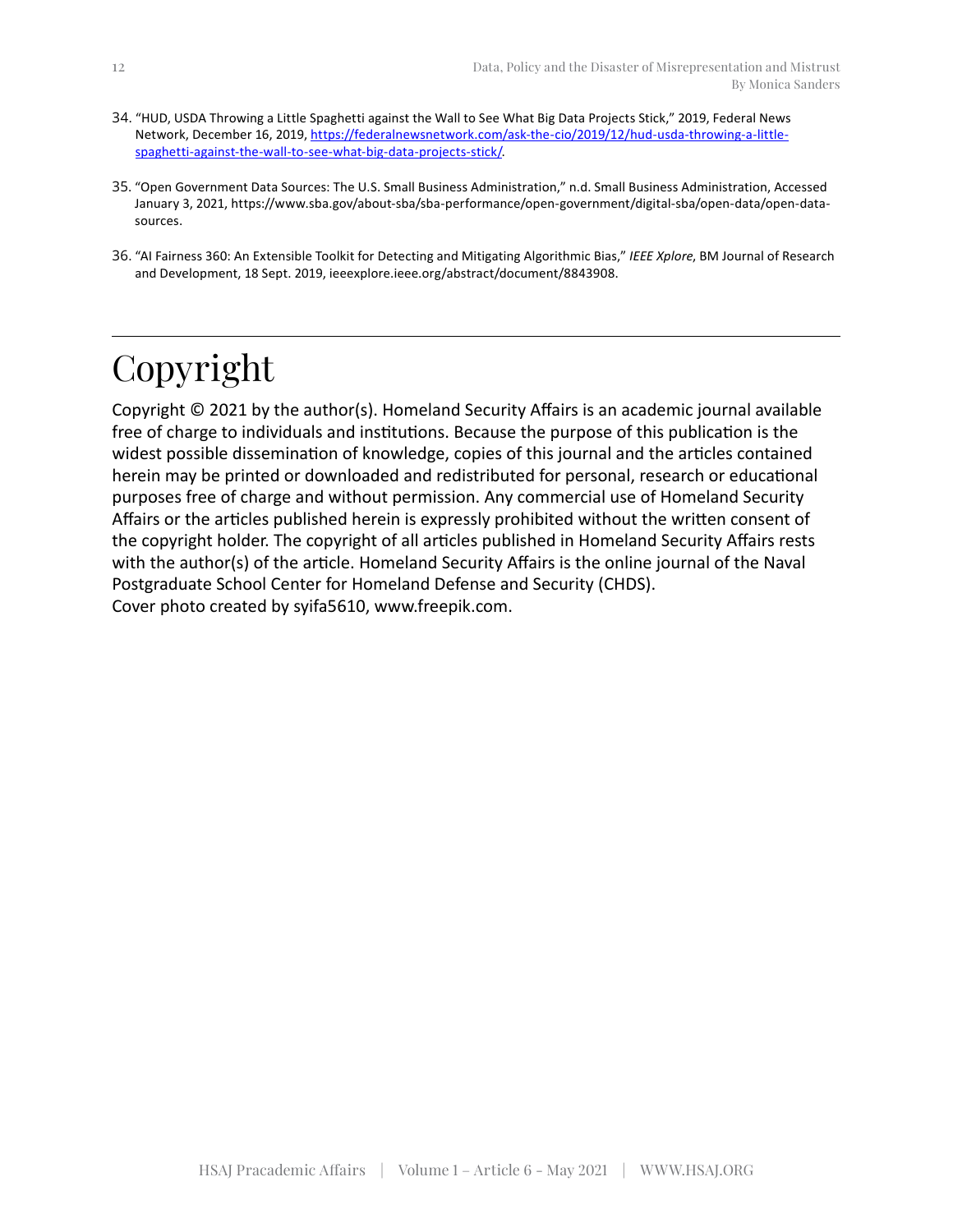34. "HUD, USDA Throwing a Little Spaghetti against the Wall to See What Big Data Projects Stick," 2019, Federal News Network, December 16, 2019, https://federalnewsnetwork.com/ask-the-cio/2019/12/hud-usda-throwing-a-little-spaghetti-against-the-wall-to-see-what-big-data-projects-stick/.

35. "Open Government Data Sources: The U.S. Small Business Administration," n.d. Small Business Administration, Accessed January 3, 2021, https://www.sba.gov/about-sba/sba-performance/open-government/digital-sba/open-data/open-data-sources.

36. "AI Fairness 360: An Extensible Toolkit for Detecting and Mitigating Algorithmic Bias," *IEEE Xplore*, BM Journal of Research and Development, 18 Sept. 2019, ieeexplore.ieee.org/abstract/document/8843908.

---

# Copyright

Copyright © 2021 by the author(s). Homeland Security Affairs is an academic journal available free of charge to individuals and institutions. Because the purpose of this publication is the widest possible dissemination of knowledge, copies of this journal and the articles contained herein may be printed or downloaded and redistributed for personal, research or educational purposes free of charge and without permission. Any commercial use of Homeland Security Affairs or the articles published herein is expressly prohibited without the written consent of the copyright holder. The copyright of all articles published in Homeland Security Affairs rests with the author(s) of the article. Homeland Security Affairs is the online journal of the Naval Postgraduate School Center for Homeland Defense and Security (CHDS).
Cover photo created by syifa5610, www.freepik.com.